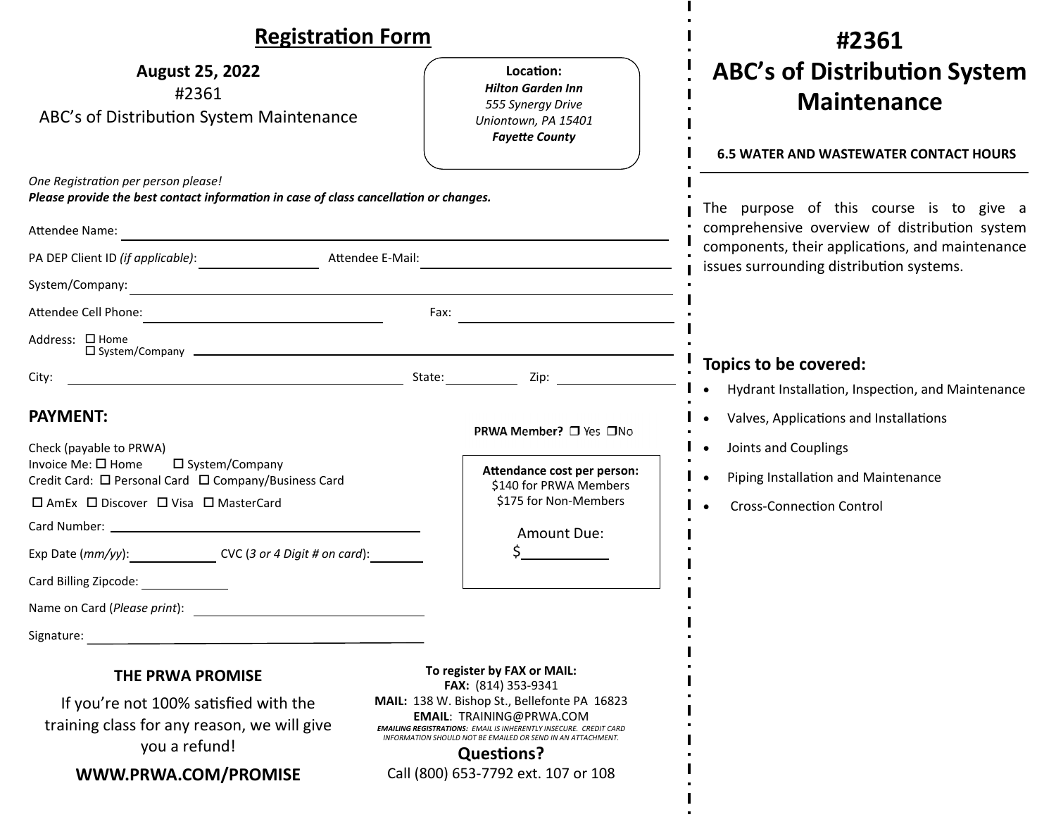## Registration Form

**August 25, 2022**
#2361
ABC's of Distribution System Maintenance

**Location:**
***Hilton Garden Inn***
*555 Synergy Drive*
*Uniontown, PA 15401*
***Fayette County***

*One Registration per person please!*
***Please provide the best contact information in case of class cancellation or changes.***

Attendee Name: ____________________

PA DEP Client ID *(if applicable)*: ____________ Attendee E-Mail: ____________

System/Company: ____________________

Attendee Cell Phone: ____________ Fax: ____________

Address: ☐ Home ☐ System/Company ____________________

City: ____________ State: ______ Zip: ______

### PAYMENT:

**PRWA Member?** ☐ Yes ☐ No

Check (payable to PRWA)
Invoice Me: ☐ Home ☐ System/Company
Credit Card: ☐ Personal Card ☐ Company/Business Card
☐ AmEx ☐ Discover ☐ Visa ☐ MasterCard

Card Number: ____________________

Exp Date (*mm/yy*): ________ CVC (*3 or 4 Digit # on card*): ________

Card Billing Zipcode: ________

Name on Card (*Please print*): ____________________

Signature: ____________________

**Attendance cost per person:**
$140 for PRWA Members
$175 for Non-Members

Amount Due:
$________

### THE PRWA PROMISE

If you're not 100% satisfied with the training class for any reason, we will give you a refund!

**WWW.PRWA.COM/PROMISE**

**To register by FAX or MAIL:**
**FAX:** (814) 353-9341
**MAIL:** 138 W. Bishop St., Bellefonte PA 16823
**EMAIL**: TRAINING@PRWA.COM
***EMAILING REGISTRATIONS:*** *EMAIL IS INHERENTLY INSECURE. CREDIT CARD INFORMATION SHOULD NOT BE EMAILED OR SEND IN AN ATTACHMENT.*

**Questions?**
Call (800) 653-7792 ext. 107 or 108

# #2361 ABC's of Distribution System Maintenance

**6.5 WATER AND WASTEWATER CONTACT HOURS**

The purpose of this course is to give a comprehensive overview of distribution system components, their applications, and maintenance issues surrounding distribution systems.

### Topics to be covered:

- Hydrant Installation, Inspection, and Maintenance
- Valves, Applications and Installations
- Joints and Couplings
- Piping Installation and Maintenance
- Cross-Connection Control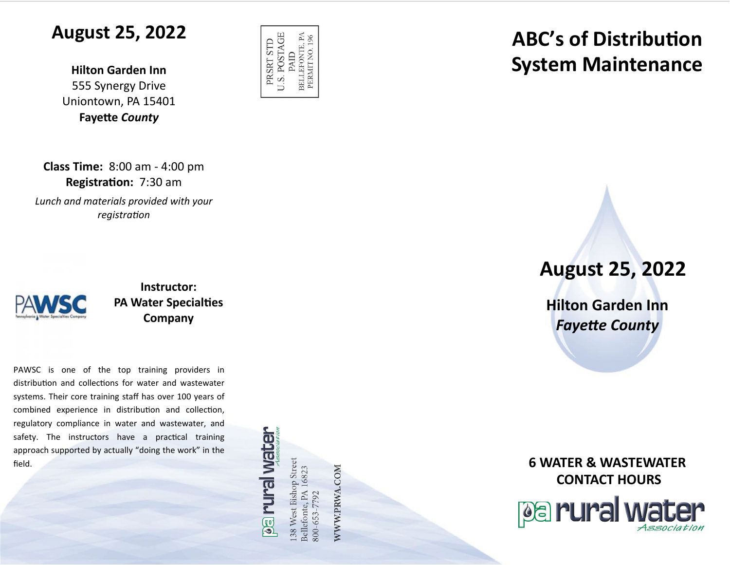## August 25, 2022

**Hilton Garden Inn**
555 Synergy Drive
Uniontown, PA 15401
**Fayette *County***

**Class Time:** 8:00 am - 4:00 pm
**Registration:** 7:30 am

*Lunch and materials provided with your registration*

PAWSC

**Instructor:**
**PA Water Specialties Company**

PAWSC is one of the top training providers in distribution and collections for water and wastewater systems. Their core training staff has over 100 years of combined experience in distribution and collection, regulatory compliance in water and wastewater, and safety. The instructors have a practical training approach supported by actually "doing the work" in the field.

PRSRT STD
U.S. POSTAGE
PAID
BELLEFONTE, PA
PERMIT NO. 196

pa rural water Association
138 West Bishop Street
Bellefonte, PA 16823
800-653-7792

WWW.PRWA.COM

# ABC's of Distribution System Maintenance

## August 25, 2022

**Hilton Garden Inn**
***Fayette County***

**6 WATER & WASTEWATER CONTACT HOURS**

pa rural water Association